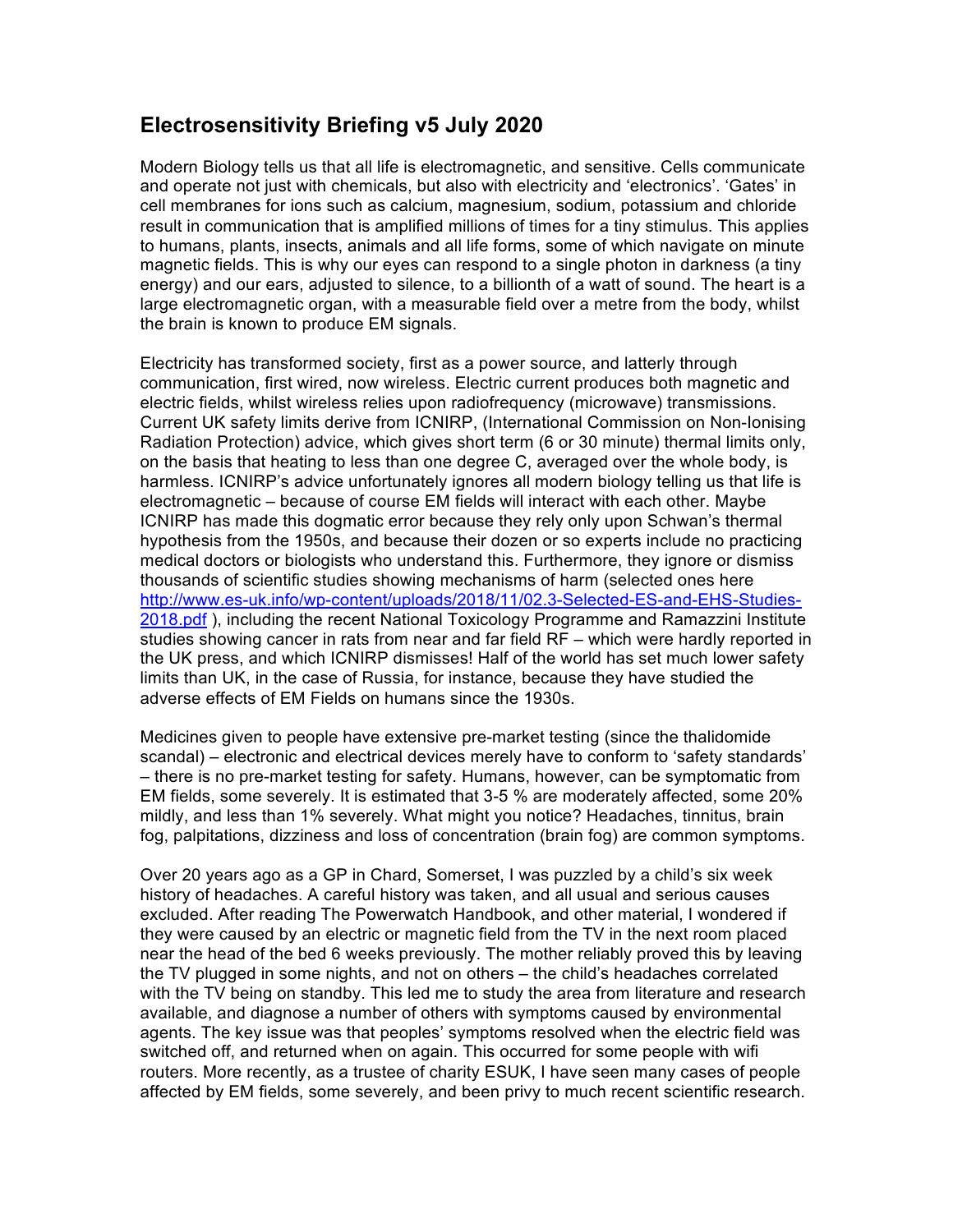# Electrosensitivity Briefing v5 July 2020

Modern Biology tells us that all life is electromagnetic, and sensitive. Cells communicate and operate not just with chemicals, but also with electricity and 'electronics'. 'Gates' in cell membranes for ions such as calcium, magnesium, sodium, potassium and chloride result in communication that is amplified millions of times for a tiny stimulus. This applies to humans, plants, insects, animals and all life forms, some of which navigate on minute magnetic fields. This is why our eyes can respond to a single photon in darkness (a tiny energy) and our ears, adjusted to silence, to a billionth of a watt of sound. The heart is a large electromagnetic organ, with a measurable field over a metre from the body, whilst the brain is known to produce EM signals.

Electricity has transformed society, first as a power source, and latterly through communication, first wired, now wireless. Electric current produces both magnetic and electric fields, whilst wireless relies upon radiofrequency (microwave) transmissions. Current UK safety limits derive from ICNIRP, (International Commission on Non-Ionising Radiation Protection) advice, which gives short term (6 or 30 minute) thermal limits only, on the basis that heating to less than one degree C, averaged over the whole body, is harmless. ICNIRP's advice unfortunately ignores all modern biology telling us that life is electromagnetic – because of course EM fields will interact with each other. Maybe ICNIRP has made this dogmatic error because they rely only upon Schwan's thermal hypothesis from the 1950s, and because their dozen or so experts include no practicing medical doctors or biologists who understand this. Furthermore, they ignore or dismiss thousands of scientific studies showing mechanisms of harm (selected ones here [http://www.es-uk.info/wp-content/uploads/2018/11/02.3-Selected-ES-and-EHS-Studies-2018.pdf](http://www.es-uk.info/wp-content/uploads/2018/11/02.3-Selected-ES-and-EHS-Studies-2018.pdf) ), including the recent National Toxicology Programme and Ramazzini Institute studies showing cancer in rats from near and far field RF – which were hardly reported in the UK press, and which ICNIRP dismisses! Half of the world has set much lower safety limits than UK, in the case of Russia, for instance, because they have studied the adverse effects of EM Fields on humans since the 1930s.

Medicines given to people have extensive pre-market testing (since the thalidomide scandal) – electronic and electrical devices merely have to conform to 'safety standards' – there is no pre-market testing for safety. Humans, however, can be symptomatic from EM fields, some severely. It is estimated that 3-5 % are moderately affected, some 20% mildly, and less than 1% severely. What might you notice? Headaches, tinnitus, brain fog, palpitations, dizziness and loss of concentration (brain fog) are common symptoms.

Over 20 years ago as a GP in Chard, Somerset, I was puzzled by a child's six week history of headaches. A careful history was taken, and all usual and serious causes excluded. After reading The Powerwatch Handbook, and other material, I wondered if they were caused by an electric or magnetic field from the TV in the next room placed near the head of the bed 6 weeks previously. The mother reliably proved this by leaving the TV plugged in some nights, and not on others – the child's headaches correlated with the TV being on standby. This led me to study the area from literature and research available, and diagnose a number of others with symptoms caused by environmental agents. The key issue was that peoples' symptoms resolved when the electric field was switched off, and returned when on again. This occurred for some people with wifi routers. More recently, as a trustee of charity ESUK, I have seen many cases of people affected by EM fields, some severely, and been privy to much recent scientific research.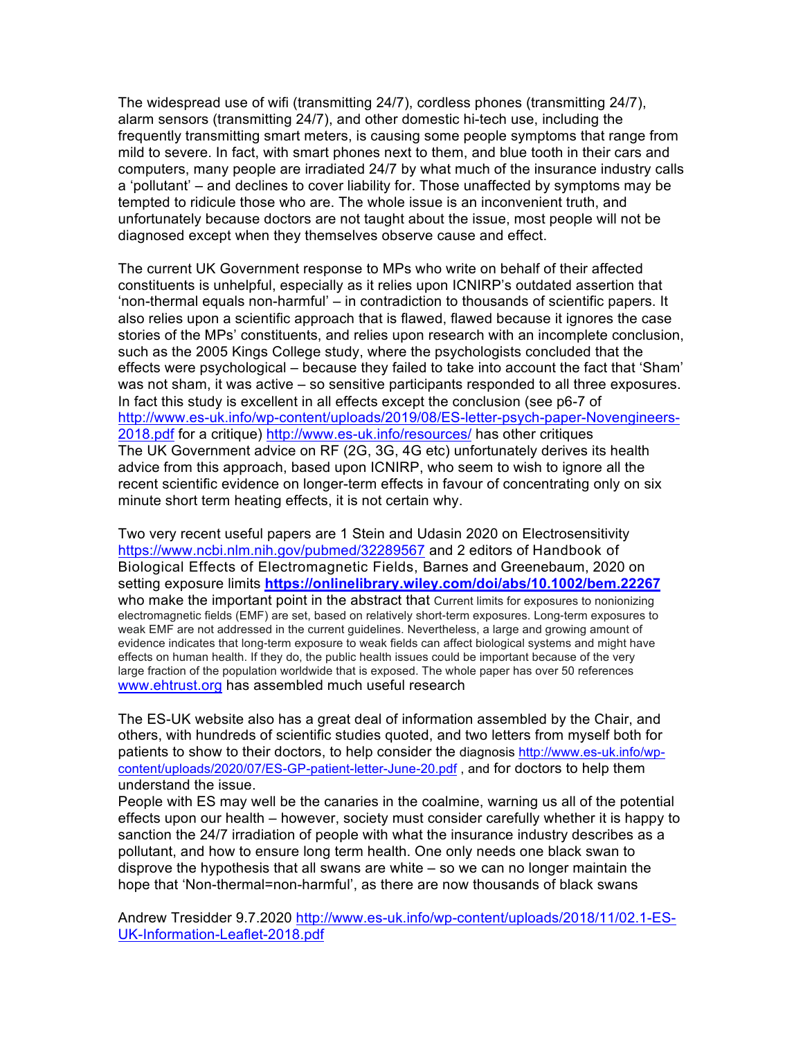The widespread use of wifi (transmitting 24/7), cordless phones (transmitting 24/7), alarm sensors (transmitting 24/7), and other domestic hi-tech use, including the frequently transmitting smart meters, is causing some people symptoms that range from mild to severe. In fact, with smart phones next to them, and blue tooth in their cars and computers, many people are irradiated 24/7 by what much of the insurance industry calls a 'pollutant' – and declines to cover liability for. Those unaffected by symptoms may be tempted to ridicule those who are. The whole issue is an inconvenient truth, and unfortunately because doctors are not taught about the issue, most people will not be diagnosed except when they themselves observe cause and effect.

The current UK Government response to MPs who write on behalf of their affected constituents is unhelpful, especially as it relies upon ICNIRP's outdated assertion that 'non-thermal equals non-harmful' – in contradiction to thousands of scientific papers. It also relies upon a scientific approach that is flawed, flawed because it ignores the case stories of the MPs' constituents, and relies upon research with an incomplete conclusion, such as the 2005 Kings College study, where the psychologists concluded that the effects were psychological – because they failed to take into account the fact that 'Sham' was not sham, it was active – so sensitive participants responded to all three exposures. In fact this study is excellent in all effects except the conclusion (see p6-7 of http://www.es-uk.info/wp-content/uploads/2019/08/ES-letter-psych-paper-Novengineers-2018.pdf for a critique) http://www.es-uk.info/resources/ has other critiques
The UK Government advice on RF (2G, 3G, 4G etc) unfortunately derives its health advice from this approach, based upon ICNIRP, who seem to wish to ignore all the recent scientific evidence on longer-term effects in favour of concentrating only on six minute short term heating effects, it is not certain why.

Two very recent useful papers are 1 Stein and Udasin 2020 on Electrosensitivity https://www.ncbi.nlm.nih.gov/pubmed/32289567 and 2 editors of Handbook of Biological Effects of Electromagnetic Fields, Barnes and Greenebaum, 2020 on setting exposure limits **https://onlinelibrary.wiley.com/doi/abs/10.1002/bem.22267** who make the important point in the abstract that Current limits for exposures to nonionizing electromagnetic fields (EMF) are set, based on relatively short-term exposures. Long-term exposures to weak EMF are not addressed in the current guidelines. Nevertheless, a large and growing amount of evidence indicates that long-term exposure to weak fields can affect biological systems and might have effects on human health. If they do, the public health issues could be important because of the very large fraction of the population worldwide that is exposed. The whole paper has over 50 references www.ehtrust.org has assembled much useful research

The ES-UK website also has a great deal of information assembled by the Chair, and others, with hundreds of scientific studies quoted, and two letters from myself both for patients to show to their doctors, to help consider the diagnosis http://www.es-uk.info/wp-content/uploads/2020/07/ES-GP-patient-letter-June-20.pdf , and for doctors to help them understand the issue.
People with ES may well be the canaries in the coalmine, warning us all of the potential effects upon our health – however, society must consider carefully whether it is happy to sanction the 24/7 irradiation of people with what the insurance industry describes as a pollutant, and how to ensure long term health. One only needs one black swan to disprove the hypothesis that all swans are white – so we can no longer maintain the hope that 'Non-thermal=non-harmful', as there are now thousands of black swans

Andrew Tresidder 9.7.2020 http://www.es-uk.info/wp-content/uploads/2018/11/02.1-ES-UK-Information-Leaflet-2018.pdf